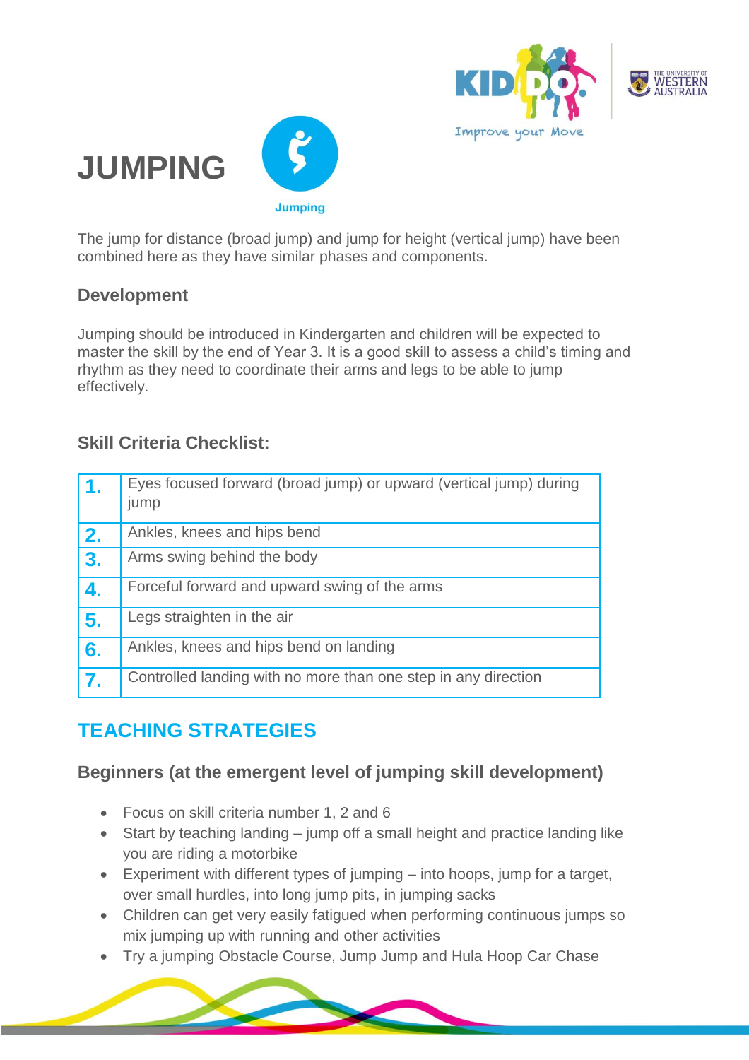# JUMPING

Jumping

The jump for distance (broad jump) and jump for height (vertical jump) have been combined here as they have similar phases and components.

### Development

Jumping should be introduced in Kindergarten and children will be expected to master the skill by the end of Year 3. It is a good skill to assess a child's timing and rhythm as they need to coordinate their arms and legs to be able to jump effectively.

### Skill Criteria Checklist:

| | |
|---|---|
| **1.** | Eyes focused forward (broad jump) or upward (vertical jump) during jump |
| **2.** | Ankles, knees and hips bend |
| **3.** | Arms swing behind the body |
| **4.** | Forceful forward and upward swing of the arms |
| **5.** | Legs straighten in the air |
| **6.** | Ankles, knees and hips bend on landing |
| **7.** | Controlled landing with no more than one step in any direction |

## TEACHING STRATEGIES

### Beginners (at the emergent level of jumping skill development)

- Focus on skill criteria number 1, 2 and 6
- Start by teaching landing – jump off a small height and practice landing like you are riding a motorbike
- Experiment with different types of jumping – into hoops, jump for a target, over small hurdles, into long jump pits, in jumping sacks
- Children can get very easily fatigued when performing continuous jumps so mix jumping up with running and other activities
- Try a jumping Obstacle Course, Jump Jump and Hula Hoop Car Chase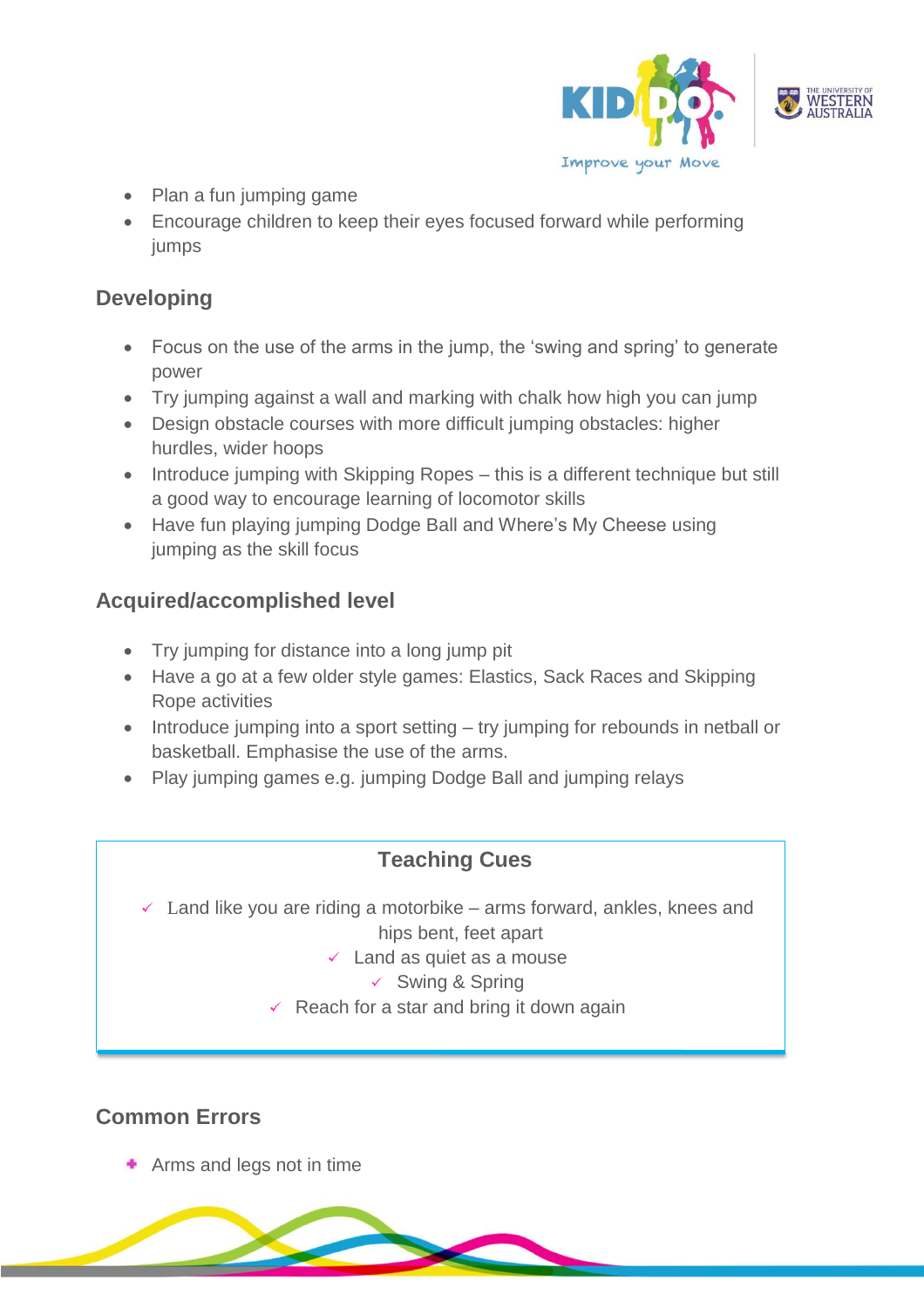- Plan a fun jumping game
- Encourage children to keep their eyes focused forward while performing jumps

## Developing

- Focus on the use of the arms in the jump, the 'swing and spring' to generate power
- Try jumping against a wall and marking with chalk how high you can jump
- Design obstacle courses with more difficult jumping obstacles: higher hurdles, wider hoops
- Introduce jumping with Skipping Ropes – this is a different technique but still a good way to encourage learning of locomotor skills
- Have fun playing jumping Dodge Ball and Where's My Cheese using jumping as the skill focus

## Acquired/accomplished level

- Try jumping for distance into a long jump pit
- Have a go at a few older style games: Elastics, Sack Races and Skipping Rope activities
- Introduce jumping into a sport setting – try jumping for rebounds in netball or basketball. Emphasise the use of the arms.
- Play jumping games e.g. jumping Dodge Ball and jumping relays

### Teaching Cues

- ✓ Land like you are riding a motorbike – arms forward, ankles, knees and hips bent, feet apart
- ✓ Land as quiet as a mouse
- ✓ Swing & Spring
- ✓ Reach for a star and bring it down again

## Common Errors

- Arms and legs not in time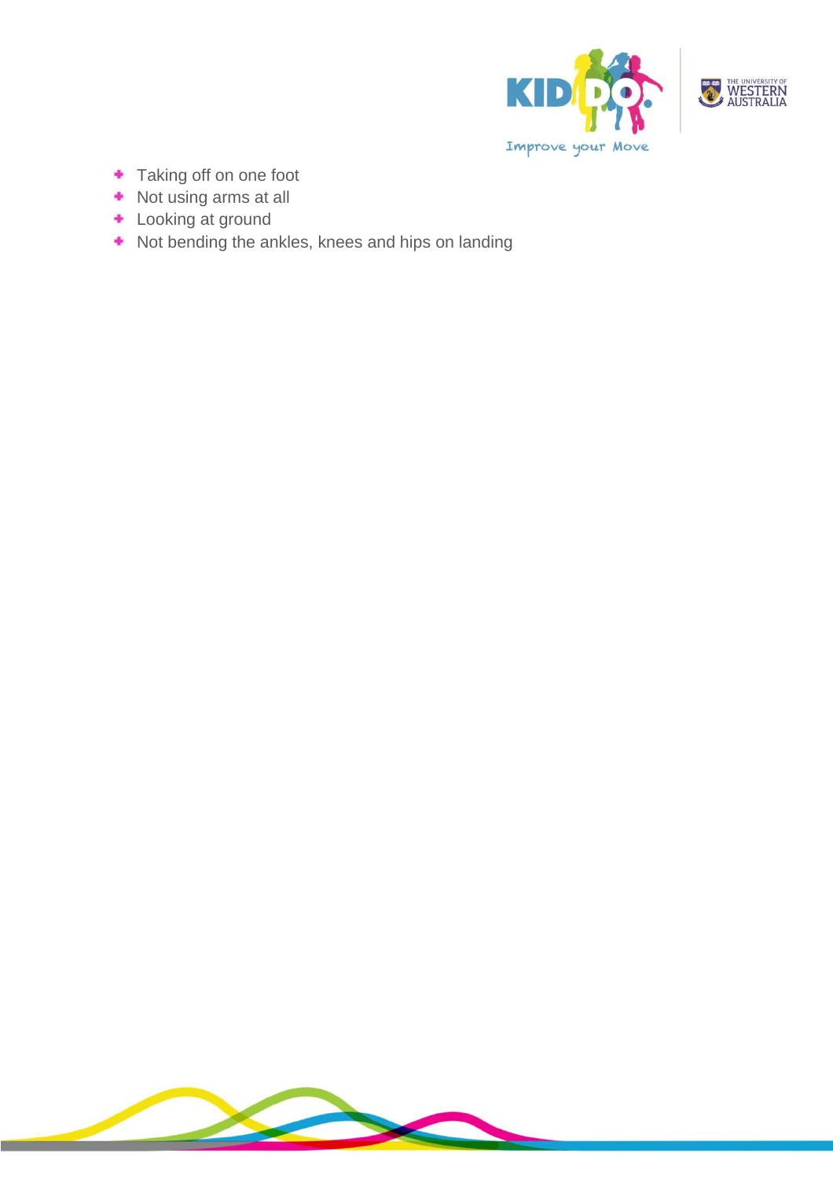- Taking off on one foot
- Not using arms at all
- Looking at ground
- Not bending the ankles, knees and hips on landing